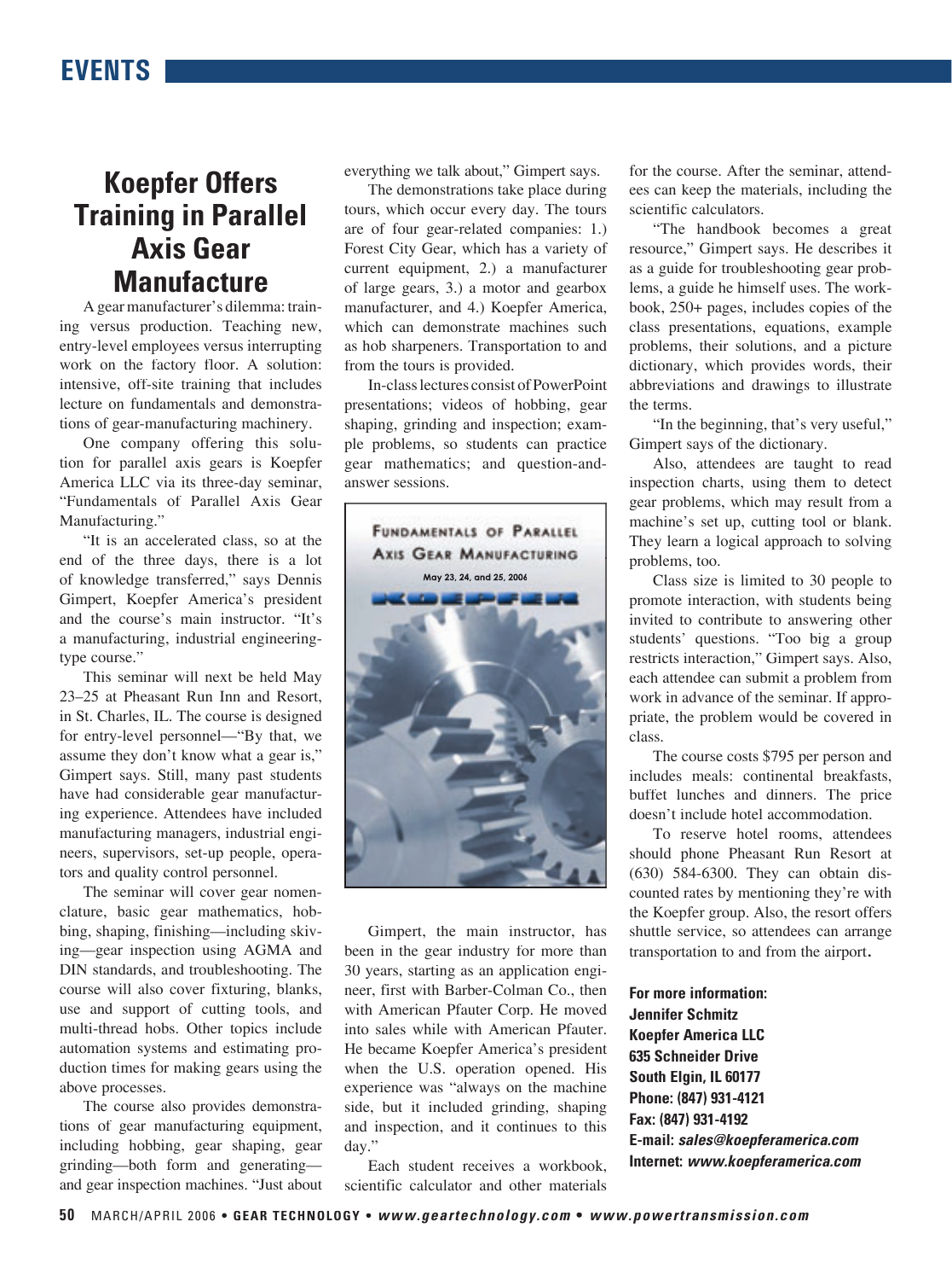# Koepfer Offers Training in Parallel Axis Gear Manufacture

A gear manufacturer's dilemma: training versus production. Teaching new, entry-level employees versus interrupting work on the factory floor. A solution: intensive, off-site training that includes lecture on fundamentals and demonstrations of gear-manufacturing machinery.

One company offering this solution for parallel axis gears is Koepfer America LLC via its three-day seminar, "Fundamentals of Parallel Axis Gear Manufacturing."

"It is an accelerated class, so at the end of the three days, there is a lot of knowledge transferred," says Dennis Gimpert, Koepfer America's president and the course's main instructor. "It's a manufacturing, industrial engineering-type course."

This seminar will next be held May 23–25 at Pheasant Run Inn and Resort, in St. Charles, IL. The course is designed for entry-level personnel—"By that, we assume they don't know what a gear is," Gimpert says. Still, many past students have had considerable gear manufacturing experience. Attendees have included manufacturing managers, industrial engineers, supervisors, set-up people, operators and quality control personnel.

The seminar will cover gear nomenclature, basic gear mathematics, hobbing, shaping, finishing—including skiving—gear inspection using AGMA and DIN standards, and troubleshooting. The course will also cover fixturing, blanks, use and support of cutting tools, and multi-thread hobs. Other topics include automation systems and estimating production times for making gears using the above processes.

The course also provides demonstrations of gear manufacturing equipment, including hobbing, gear shaping, gear grinding—both form and generating—and gear inspection machines. "Just about everything we talk about," Gimpert says.

The demonstrations take place during tours, which occur every day. The tours are of four gear-related companies: 1.) Forest City Gear, which has a variety of current equipment, 2.) a manufacturer of large gears, 3.) a motor and gearbox manufacturer, and 4.) Koepfer America, which can demonstrate machines such as hob sharpeners. Transportation to and from the tours is provided.

In-class lectures consist of PowerPoint presentations; videos of hobbing, gear shaping, grinding and inspection; example problems, so students can practice gear mathematics; and question-and-answer sessions.

Fundamentals of Parallel Axis Gear Manufacturing
May 23, 24, and 25, 2006

Gimpert, the main instructor, has been in the gear industry for more than 30 years, starting as an application engineer, first with Barber-Colman Co., then with American Pfauter Corp. He moved into sales while with American Pfauter. He became Koepfer America's president when the U.S. operation opened. His experience was "always on the machine side, but it included grinding, shaping and inspection, and it continues to this day."

Each student receives a workbook, scientific calculator and other materials for the course. After the seminar, attendees can keep the materials, including the scientific calculators.

"The handbook becomes a great resource," Gimpert says. He describes it as a guide for troubleshooting gear problems, a guide he himself uses. The workbook, 250+ pages, includes copies of the class presentations, equations, example problems, their solutions, and a picture dictionary, which provides words, their abbreviations and drawings to illustrate the terms.

"In the beginning, that's very useful," Gimpert says of the dictionary.

Also, attendees are taught to read inspection charts, using them to detect gear problems, which may result from a machine's set up, cutting tool or blank. They learn a logical approach to solving problems, too.

Class size is limited to 30 people to promote interaction, with students being invited to contribute to answering other students' questions. "Too big a group restricts interaction," Gimpert says. Also, each attendee can submit a problem from work in advance of the seminar. If appropriate, the problem would be covered in class.

The course costs $795 per person and includes meals: continental breakfasts, buffet lunches and dinners. The price doesn't include hotel accommodation.

To reserve hotel rooms, attendees should phone Pheasant Run Resort at (630) 584-6300. They can obtain discounted rates by mentioning they're with the Koepfer group. Also, the resort offers shuttle service, so attendees can arrange transportation to and from the airport.

**For more information:**
**Jennifer Schmitz**
**Koepfer America LLC**
**635 Schneider Drive**
**South Elgin, IL 60177**
**Phone: (847) 931-4121**
**Fax: (847) 931-4192**
**E-mail: *sales@koepferamerica.com***
**Internet: *www.koepferamerica.com***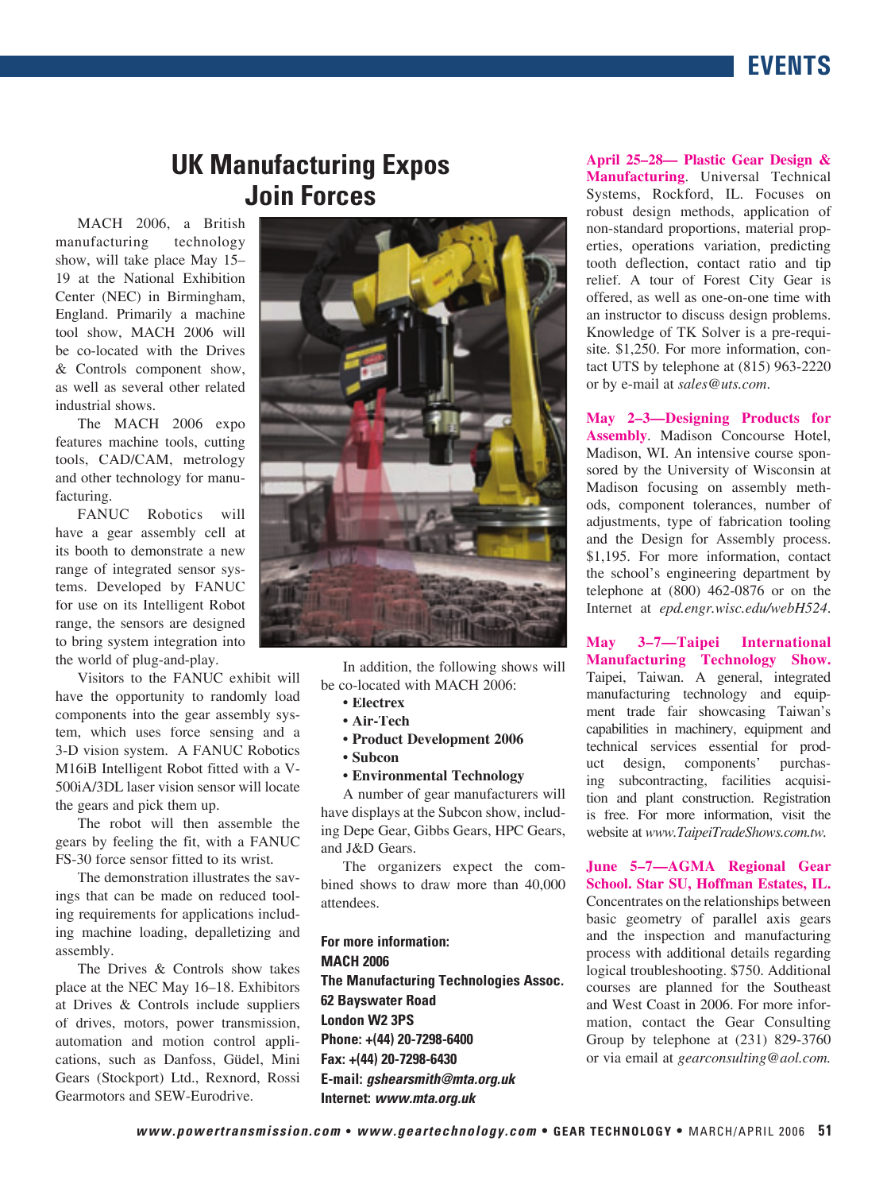# UK Manufacturing Expos Join Forces

MACH 2006, a British manufacturing technology show, will take place May 15–19 at the National Exhibition Center (NEC) in Birmingham, England. Primarily a machine tool show, MACH 2006 will be co-located with the Drives & Controls component show, as well as several other related industrial shows.

The MACH 2006 expo features machine tools, cutting tools, CAD/CAM, metrology and other technology for manufacturing.

FANUC Robotics will have a gear assembly cell at its booth to demonstrate a new range of integrated sensor systems. Developed by FANUC for use on its Intelligent Robot range, the sensors are designed to bring system integration into the world of plug-and-play.

Visitors to the FANUC exhibit will have the opportunity to randomly load components into the gear assembly system, which uses force sensing and a 3-D vision system. A FANUC Robotics M16iB Intelligent Robot fitted with a V-500iA/3DL laser vision sensor will locate the gears and pick them up.

The robot will then assemble the gears by feeling the fit, with a FANUC FS-30 force sensor fitted to its wrist.

The demonstration illustrates the savings that can be made on reduced tooling requirements for applications including machine loading, depalletizing and assembly.

The Drives & Controls show takes place at the NEC May 16–18. Exhibitors at Drives & Controls include suppliers of drives, motors, power transmission, automation and motion control applications, such as Danfoss, Güdel, Mini Gears (Stockport) Ltd., Rexnord, Rossi Gearmotors and SEW-Eurodrive.

In addition, the following shows will be co-located with MACH 2006:

- **Electrex**
- **Air-Tech**
- **Product Development 2006**
- **Subcon**
- **Environmental Technology**

A number of gear manufacturers will have displays at the Subcon show, including Depe Gear, Gibbs Gears, HPC Gears, and J&D Gears.

The organizers expect the combined shows to draw more than 40,000 attendees.

**For more information:**
**MACH 2006**
**The Manufacturing Technologies Assoc.**
**62 Bayswater Road**
**London W2 3PS**
**Phone: +(44) 20-7298-6400**
**Fax: +(44) 20-7298-6430**
**E-mail: *gshearsmith@mta.org.uk***
**Internet: *www.mta.org.uk***

**April 25–28— Plastic Gear Design & Manufacturing**. Universal Technical Systems, Rockford, IL. Focuses on robust design methods, application of non-standard proportions, material properties, operations variation, predicting tooth deflection, contact ratio and tip relief. A tour of Forest City Gear is offered, as well as one-on-one time with an instructor to discuss design problems. Knowledge of TK Solver is a pre-requisite. $1,250. For more information, contact UTS by telephone at (815) 963-2220 or by e-mail at *sales@uts.com*.

**May 2–3—Designing Products for Assembly**. Madison Concourse Hotel, Madison, WI. An intensive course sponsored by the University of Wisconsin at Madison focusing on assembly methods, component tolerances, number of adjustments, type of fabrication tooling and the Design for Assembly process. $1,195. For more information, contact the school's engineering department by telephone at (800) 462-0876 or on the Internet at *epd.engr.wisc.edu/webH524*.

**May 3–7—Taipei International Manufacturing Technology Show.** Taipei, Taiwan. A general, integrated manufacturing technology and equipment trade fair showcasing Taiwan's capabilities in machinery, equipment and technical services essential for product design, components' purchasing subcontracting, facilities acquisition and plant construction. Registration is free. For more information, visit the website at *www.TaipeiTradeShows.com.tw*.

**June 5–7—AGMA Regional Gear School. Star SU, Hoffman Estates, IL.** Concentrates on the relationships between basic geometry of parallel axis gears and the inspection and manufacturing process with additional details regarding logical troubleshooting. $750. Additional courses are planned for the Southeast and West Coast in 2006. For more information, contact the Gear Consulting Group by telephone at (231) 829-3760 or via email at *gearconsulting@aol.com*.